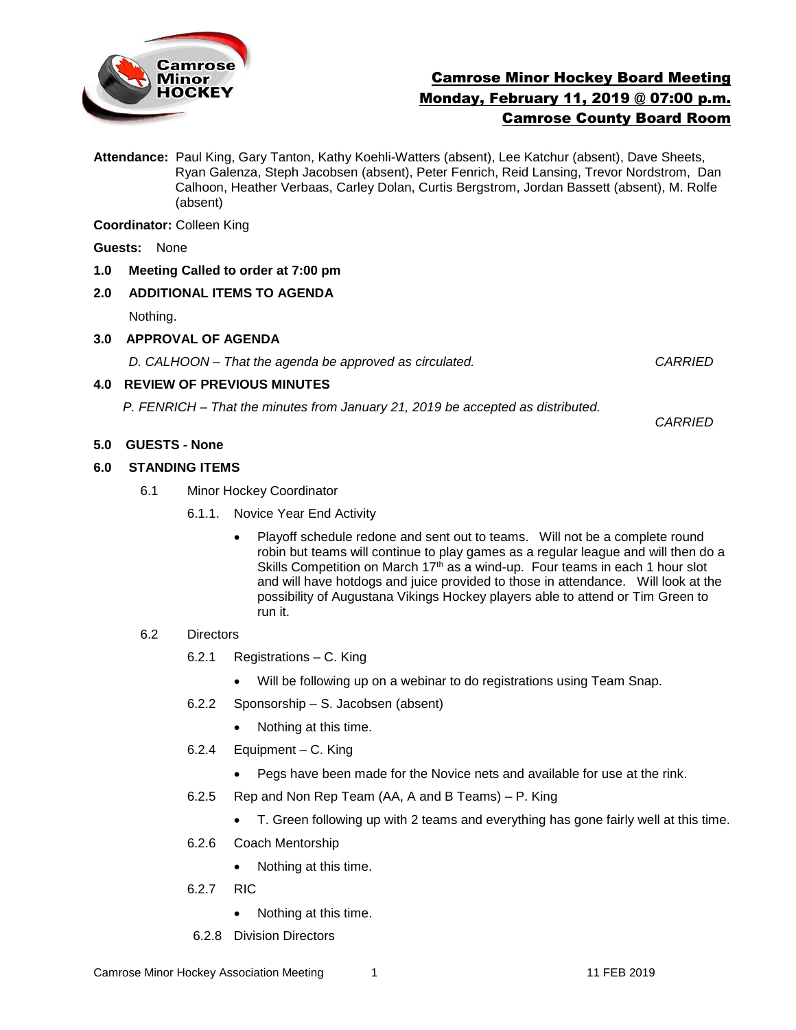# Camrose Minor Hockey Board Meeting
## Monday, February 11, 2019 @ 07:00 p.m.
## Camrose County Board Room

**Attendance:** Paul King, Gary Tanton, Kathy Koehli-Watters (absent), Lee Katchur (absent), Dave Sheets, Ryan Galenza, Steph Jacobsen (absent), Peter Fenrich, Reid Lansing, Trevor Nordstrom, Dan Calhoon, Heather Verbaas, Carley Dolan, Curtis Bergstrom, Jordan Bassett (absent), M. Rolfe (absent)

**Coordinator:** Colleen King

**Guests:** None

**1.0 Meeting Called to order at 7:00 pm**

**2.0 ADDITIONAL ITEMS TO AGENDA**

Nothing.

**3.0 APPROVAL OF AGENDA**

*D. CALHOON – That the agenda be approved as circulated.* *CARRIED*

**4.0 REVIEW OF PREVIOUS MINUTES**

*P. FENRICH – That the minutes from January 21, 2019 be accepted as distributed.*

*CARRIED*

**5.0 GUESTS - None**

**6.0 STANDING ITEMS**

6.1 Minor Hockey Coordinator

6.1.1. Novice Year End Activity

- Playoff schedule redone and sent out to teams. Will not be a complete round robin but teams will continue to play games as a regular league and will then do a Skills Competition on March 17th as a wind-up. Four teams in each 1 hour slot and will have hotdogs and juice provided to those in attendance. Will look at the possibility of Augustana Vikings Hockey players able to attend or Tim Green to run it.

6.2 Directors

6.2.1 Registrations – C. King

- Will be following up on a webinar to do registrations using Team Snap.

6.2.2 Sponsorship – S. Jacobsen (absent)

- Nothing at this time.

6.2.4 Equipment – C. King

- Pegs have been made for the Novice nets and available for use at the rink.

6.2.5 Rep and Non Rep Team (AA, A and B Teams) – P. King

- T. Green following up with 2 teams and everything has gone fairly well at this time.

6.2.6 Coach Mentorship

- Nothing at this time.

6.2.7 RIC

- Nothing at this time.

6.2.8 Division Directors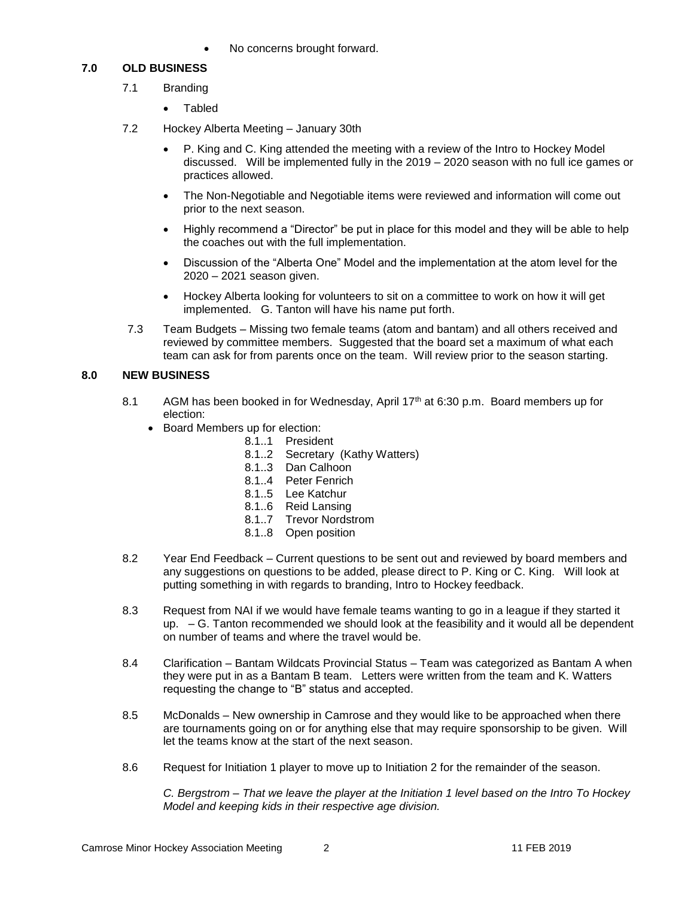- No concerns brought forward.

## 7.0 OLD BUSINESS

7.1 Branding

- Tabled

7.2 Hockey Alberta Meeting – January 30th

- P. King and C. King attended the meeting with a review of the Intro to Hockey Model discussed. Will be implemented fully in the 2019 – 2020 season with no full ice games or practices allowed.
- The Non-Negotiable and Negotiable items were reviewed and information will come out prior to the next season.
- Highly recommend a "Director" be put in place for this model and they will be able to help the coaches out with the full implementation.
- Discussion of the "Alberta One" Model and the implementation at the atom level for the 2020 – 2021 season given.
- Hockey Alberta looking for volunteers to sit on a committee to work on how it will get implemented. G. Tanton will have his name put forth.

7.3 Team Budgets – Missing two female teams (atom and bantam) and all others received and reviewed by committee members. Suggested that the board set a maximum of what each team can ask for from parents once on the team. Will review prior to the season starting.

## 8.0 NEW BUSINESS

8.1 AGM has been booked in for Wednesday, April 17th at 6:30 p.m. Board members up for election:

- Board Members up for election:
  - 8.1..1 President
  - 8.1..2 Secretary (Kathy Watters)
  - 8.1..3 Dan Calhoon
  - 8.1..4 Peter Fenrich
  - 8.1..5 Lee Katchur
  - 8.1..6 Reid Lansing
  - 8.1..7 Trevor Nordstrom
  - 8.1..8 Open position

8.2 Year End Feedback – Current questions to be sent out and reviewed by board members and any suggestions on questions to be added, please direct to P. King or C. King. Will look at putting something in with regards to branding, Intro to Hockey feedback.

8.3 Request from NAI if we would have female teams wanting to go in a league if they started it up. – G. Tanton recommended we should look at the feasibility and it would all be dependent on number of teams and where the travel would be.

8.4 Clarification – Bantam Wildcats Provincial Status – Team was categorized as Bantam A when they were put in as a Bantam B team. Letters were written from the team and K. Watters requesting the change to "B" status and accepted.

8.5 McDonalds – New ownership in Camrose and they would like to be approached when there are tournaments going on or for anything else that may require sponsorship to be given. Will let the teams know at the start of the next season.

8.6 Request for Initiation 1 player to move up to Initiation 2 for the remainder of the season.

*C. Bergstrom – That we leave the player at the Initiation 1 level based on the Intro To Hockey Model and keeping kids in their respective age division.*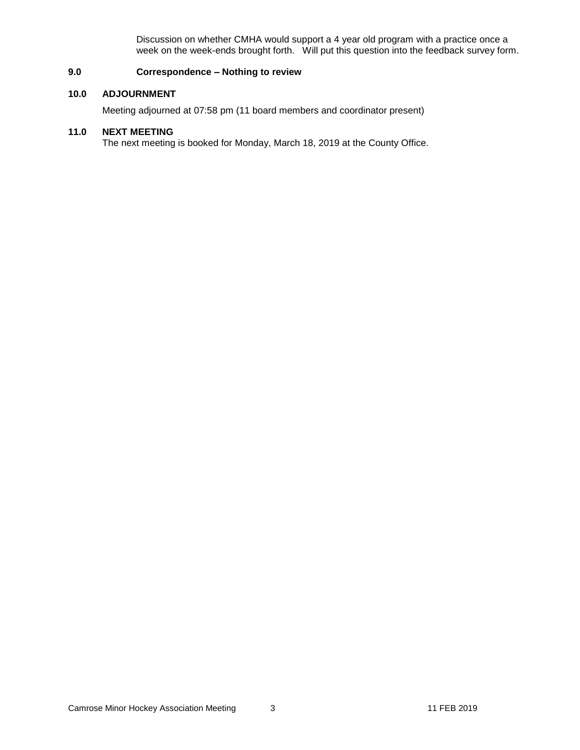Discussion on whether CMHA would support a 4 year old program with a practice once a week on the week-ends brought forth. Will put this question into the feedback survey form.

**9.0 Correspondence – Nothing to review**

**10.0 ADJOURNMENT**

Meeting adjourned at 07:58 pm (11 board members and coordinator present)

**11.0 NEXT MEETING**

The next meeting is booked for Monday, March 18, 2019 at the County Office.